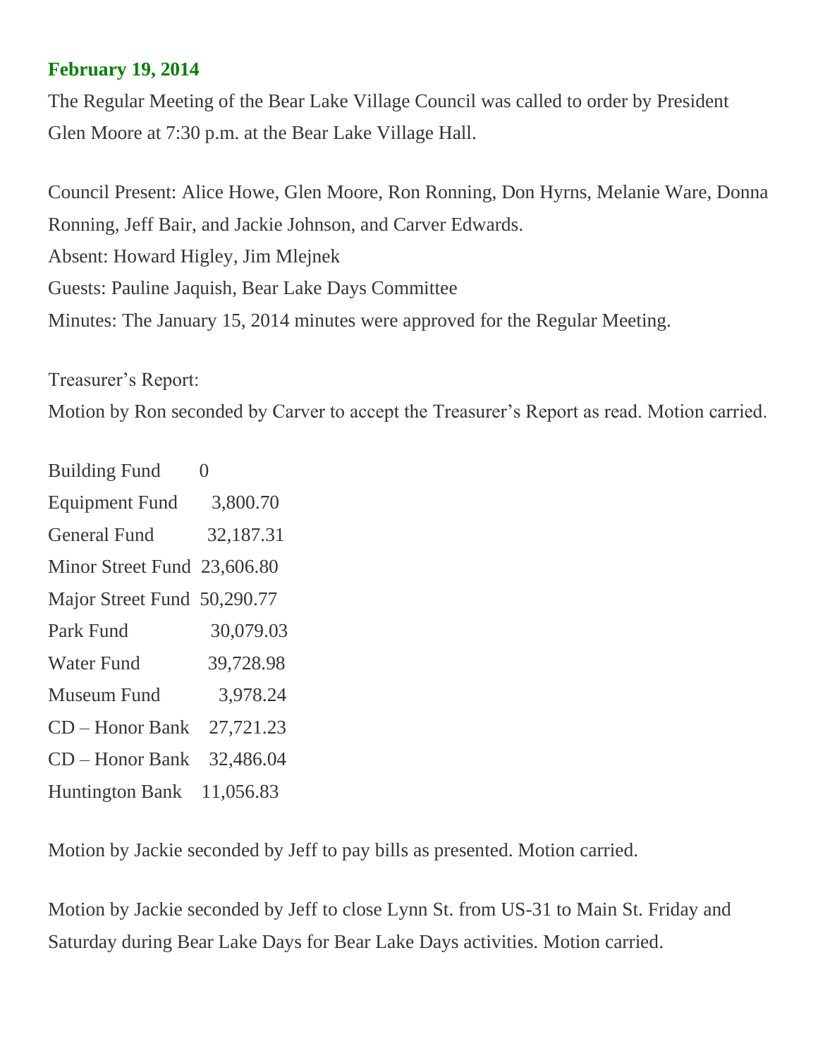**February 19, 2014**

The Regular Meeting of the Bear Lake Village Council was called to order by President Glen Moore at 7:30 p.m. at the Bear Lake Village Hall.

Council Present: Alice Howe, Glen Moore, Ron Ronning, Don Hyrns, Melanie Ware, Donna Ronning, Jeff Bair, and Jackie Johnson, and Carver Edwards.
Absent: Howard Higley, Jim Mlejnek
Guests: Pauline Jaquish, Bear Lake Days Committee
Minutes: The January 15, 2014 minutes were approved for the Regular Meeting.

Treasurer's Report:
Motion by Ron seconded by Carver to accept the Treasurer's Report as read. Motion carried.

| | |
|---|---|
| Building Fund | 0 |
| Equipment Fund | 3,800.70 |
| General Fund | 32,187.31 |
| Minor Street Fund | 23,606.80 |
| Major Street Fund | 50,290.77 |
| Park Fund | 30,079.03 |
| Water Fund | 39,728.98 |
| Museum Fund | 3,978.24 |
| CD – Honor Bank | 27,721.23 |
| CD – Honor Bank | 32,486.04 |
| Huntington Bank | 11,056.83 |

Motion by Jackie seconded by Jeff to pay bills as presented. Motion carried.

Motion by Jackie seconded by Jeff to close Lynn St. from US-31 to Main St. Friday and Saturday during Bear Lake Days for Bear Lake Days activities. Motion carried.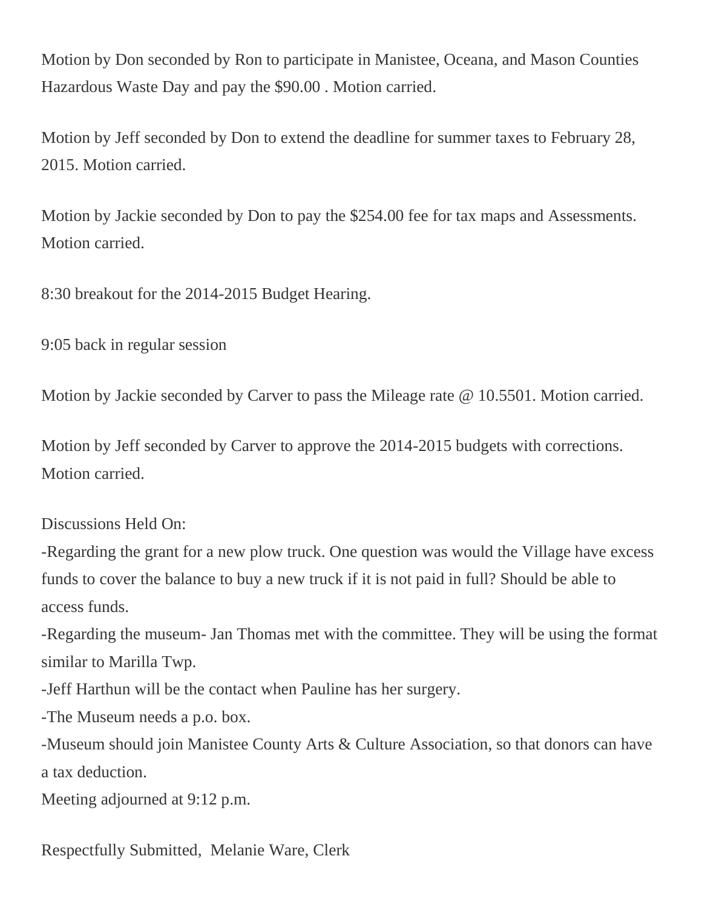Motion by Don seconded by Ron to participate in Manistee, Oceana, and Mason Counties Hazardous Waste Day and pay the $90.00 . Motion carried.

Motion by Jeff seconded by Don to extend the deadline for summer taxes to February 28, 2015. Motion carried.

Motion by Jackie seconded by Don to pay the $254.00 fee for tax maps and Assessments. Motion carried.

8:30 breakout for the 2014-2015 Budget Hearing.

9:05 back in regular session

Motion by Jackie seconded by Carver to pass the Mileage rate @ 10.5501. Motion carried.

Motion by Jeff seconded by Carver to approve the 2014-2015 budgets with corrections. Motion carried.

Discussions Held On:

-Regarding the grant for a new plow truck. One question was would the Village have excess funds to cover the balance to buy a new truck if it is not paid in full? Should be able to access funds.

-Regarding the museum- Jan Thomas met with the committee. They will be using the format similar to Marilla Twp.

-Jeff Harthun will be the contact when Pauline has her surgery.

-The Museum needs a p.o. box.

-Museum should join Manistee County Arts & Culture Association, so that donors can have a tax deduction.

Meeting adjourned at 9:12 p.m.

Respectfully Submitted, Melanie Ware, Clerk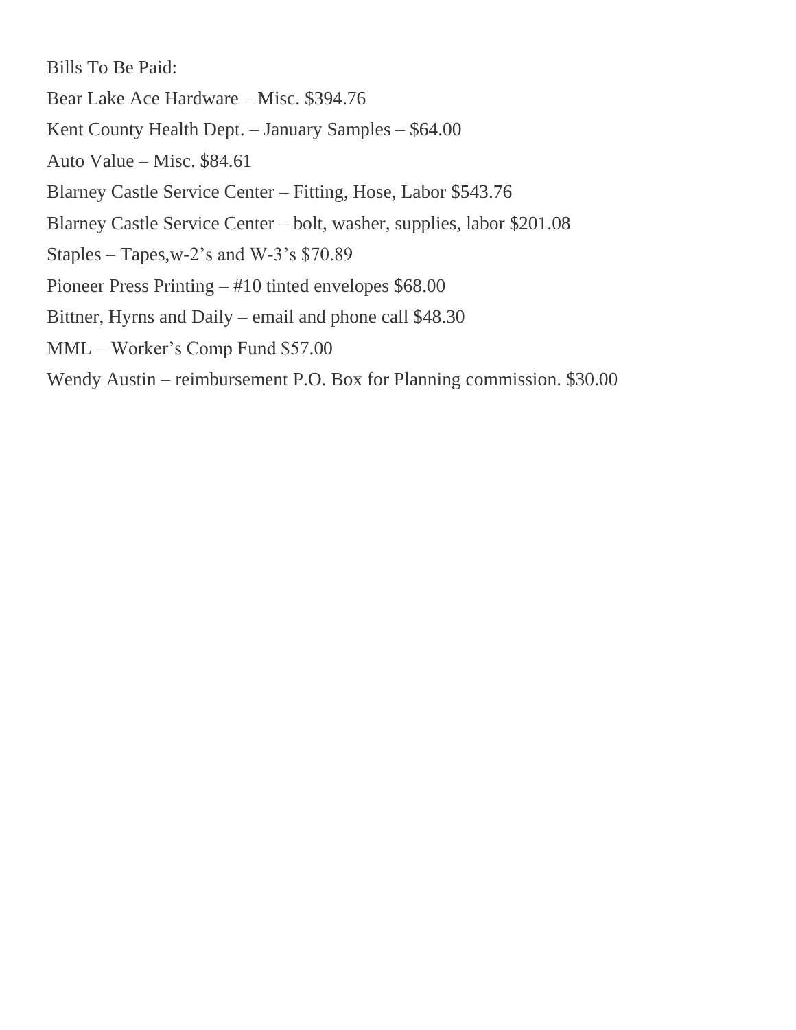Bills To Be Paid:

Bear Lake Ace Hardware – Misc. $394.76

Kent County Health Dept. – January Samples – $64.00

Auto Value – Misc. $84.61

Blarney Castle Service Center – Fitting, Hose, Labor $543.76

Blarney Castle Service Center – bolt, washer, supplies, labor $201.08

Staples – Tapes,w-2's and W-3's $70.89

Pioneer Press Printing – #10 tinted envelopes $68.00

Bittner, Hyrns and Daily – email and phone call $48.30

MML – Worker's Comp Fund $57.00

Wendy Austin – reimbursement P.O. Box for Planning commission. $30.00